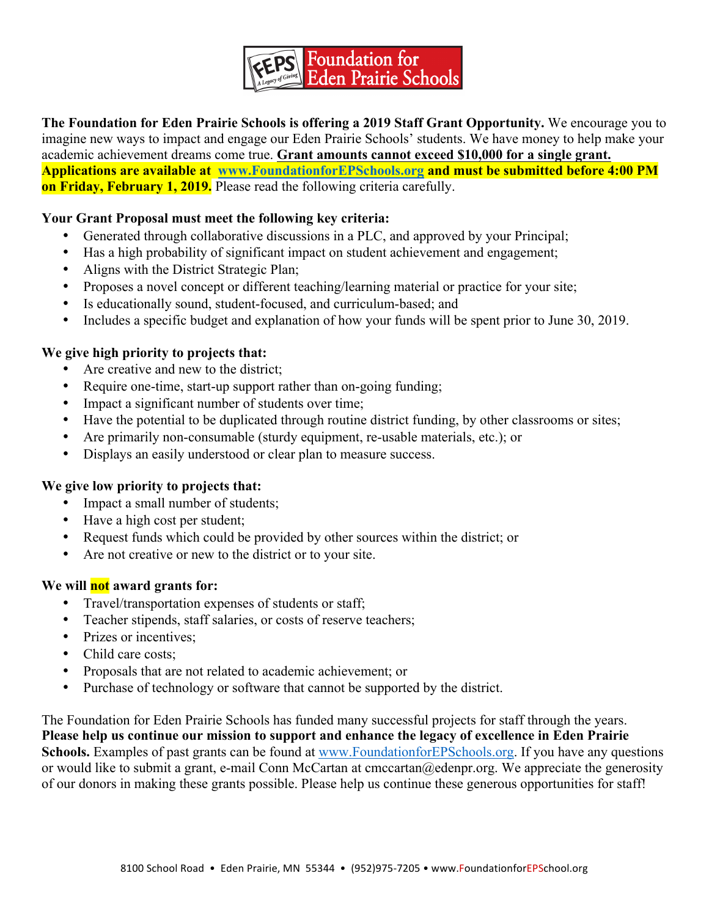**Foundation for Eden Prairie Schools**

**The Foundation for Eden Prairie Schools is offering a 2019 Staff Grant Opportunity.** We encourage you to imagine new ways to impact and engage our Eden Prairie Schools' students. We have money to help make your academic achievement dreams come true. **Grant amounts cannot exceed $10,000 for a single grant.** **Applications are available at [www.FoundationforEPSchools.org](http://www.FoundationforEPSchools.org) and must be submitted before 4:00 PM on Friday, February 1, 2019.** Please read the following criteria carefully.

**Your Grant Proposal must meet the following key criteria:**

- Generated through collaborative discussions in a PLC, and approved by your Principal;
- Has a high probability of significant impact on student achievement and engagement;
- Aligns with the District Strategic Plan;
- Proposes a novel concept or different teaching/learning material or practice for your site;
- Is educationally sound, student-focused, and curriculum-based; and
- Includes a specific budget and explanation of how your funds will be spent prior to June 30, 2019.

**We give high priority to projects that:**

- Are creative and new to the district;
- Require one-time, start-up support rather than on-going funding;
- Impact a significant number of students over time;
- Have the potential to be duplicated through routine district funding, by other classrooms or sites;
- Are primarily non-consumable (sturdy equipment, re-usable materials, etc.); or
- Displays an easily understood or clear plan to measure success.

**We give low priority to projects that:**

- Impact a small number of students;
- Have a high cost per student;
- Request funds which could be provided by other sources within the district; or
- Are not creative or new to the district or to your site.

**We will not award grants for:**

- Travel/transportation expenses of students or staff;
- Teacher stipends, staff salaries, or costs of reserve teachers;
- Prizes or incentives;
- Child care costs;
- Proposals that are not related to academic achievement; or
- Purchase of technology or software that cannot be supported by the district.

The Foundation for Eden Prairie Schools has funded many successful projects for staff through the years. **Please help us continue our mission to support and enhance the legacy of excellence in Eden Prairie Schools.** Examples of past grants can be found at [www.FoundationforEPSchools.org](http://www.FoundationforEPSchools.org). If you have any questions or would like to submit a grant, e-mail Conn McCartan at cmccartan@edenpr.org. We appreciate the generosity of our donors in making these grants possible. Please help us continue these generous opportunities for staff!

8100 School Road • Eden Prairie, MN 55344 • (952)975-7205 • www.FoundationforEPSchool.org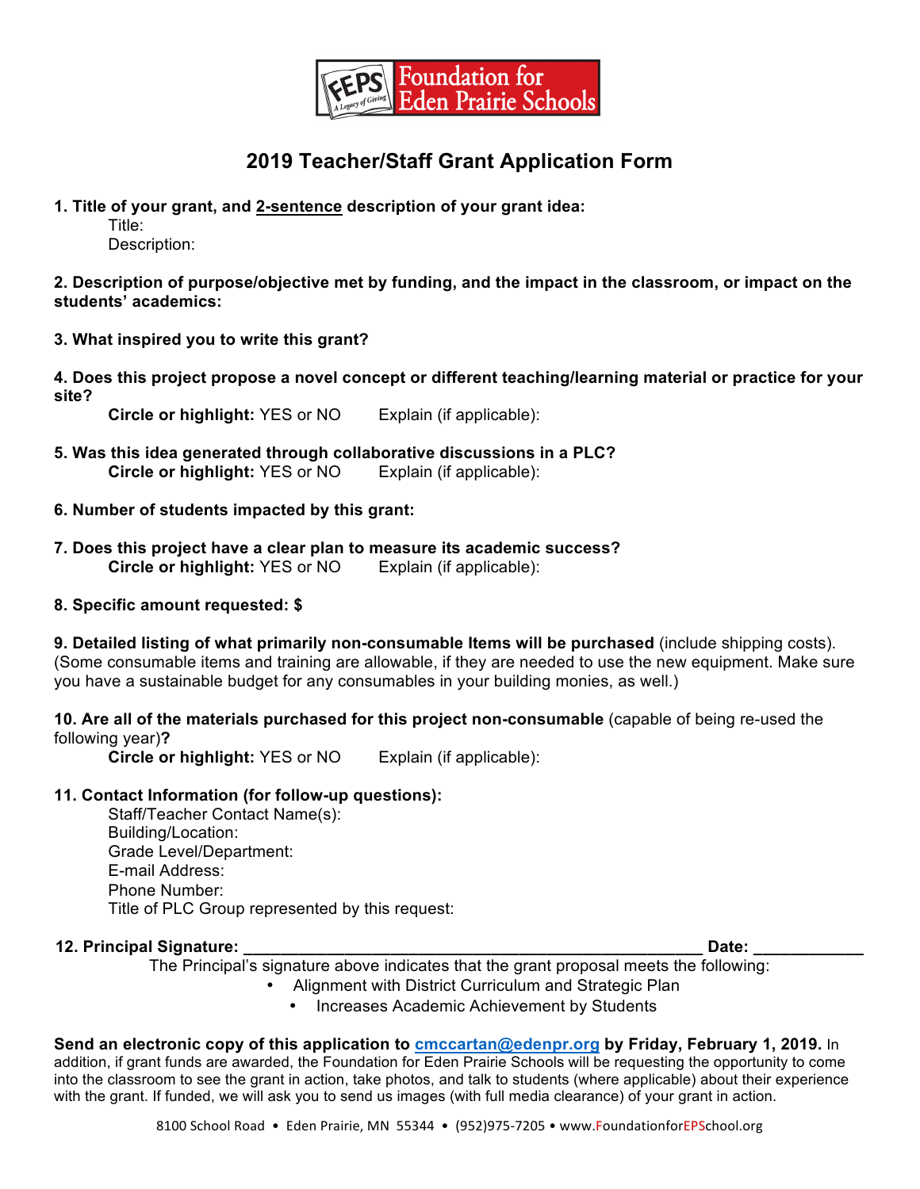Foundation for Eden Prairie Schools

# 2019 Teacher/Staff Grant Application Form

**1. Title of your grant, and 2-sentence description of your grant idea:**

Title:

Description:

**2. Description of purpose/objective met by funding, and the impact in the classroom, or impact on the students' academics:**

**3. What inspired you to write this grant?**

**4. Does this project propose a novel concept or different teaching/learning material or practice for your site?**

**Circle or highlight:** YES or NO Explain (if applicable):

**5. Was this idea generated through collaborative discussions in a PLC?**

**Circle or highlight:** YES or NO Explain (if applicable):

**6. Number of students impacted by this grant:**

**7. Does this project have a clear plan to measure its academic success?**

**Circle or highlight:** YES or NO Explain (if applicable):

**8. Specific amount requested: $**

**9. Detailed listing of what primarily non-consumable Items will be purchased** (include shipping costs). (Some consumable items and training are allowable, if they are needed to use the new equipment. Make sure you have a sustainable budget for any consumables in your building monies, as well.)

**10. Are all of the materials purchased for this project non-consumable** (capable of being re-used the following year)**?**

**Circle or highlight:** YES or NO Explain (if applicable):

**11. Contact Information (for follow-up questions):**

Staff/Teacher Contact Name(s):

Building/Location:

Grade Level/Department:

E-mail Address:

Phone Number:

Title of PLC Group represented by this request:

**12. Principal Signature:** ______________________________________________ **Date:** ___________

The Principal's signature above indicates that the grant proposal meets the following:

- Alignment with District Curriculum and Strategic Plan
- Increases Academic Achievement by Students

**Send an electronic copy of this application to cmccartan@edenpr.org by Friday, February 1, 2019.** In addition, if grant funds are awarded, the Foundation for Eden Prairie Schools will be requesting the opportunity to come into the classroom to see the grant in action, take photos, and talk to students (where applicable) about their experience with the grant. If funded, we will ask you to send us images (with full media clearance) of your grant in action.

8100 School Road • Eden Prairie, MN 55344 • (952)975-7205 • www.FoundationforEPSchool.org